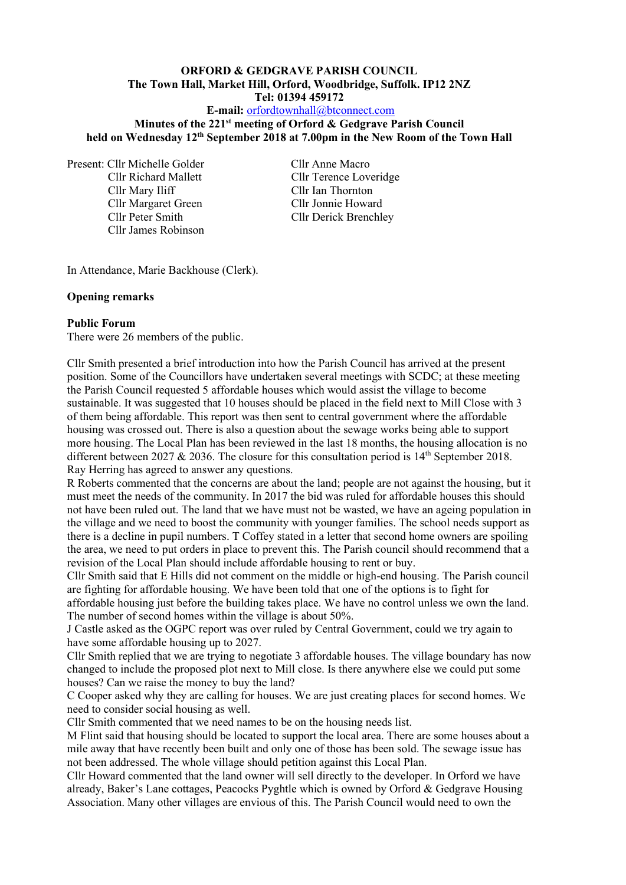**ORFORD & GEDGRAVE PARISH COUNCIL**
**The Town Hall, Market Hill, Orford, Woodbridge, Suffolk. IP12 2NZ**
**Tel: 01394 459172**
**E-mail:** orfordtownhall@btconnect.com
**Minutes of the 221st meeting of Orford & Gedgrave Parish Council held on Wednesday 12th September 2018 at 7.00pm in the New Room of the Town Hall**

Present: Cllr Michelle Golder
Cllr Richard Mallett
Cllr Mary Iliff
Cllr Margaret Green
Cllr Peter Smith
Cllr James Robinson
Cllr Anne Macro
Cllr Terence Loveridge
Cllr Ian Thornton
Cllr Jonnie Howard
Cllr Derick Brenchley

In Attendance, Marie Backhouse (Clerk).

**Opening remarks**

**Public Forum**

There were 26 members of the public.

Cllr Smith presented a brief introduction into how the Parish Council has arrived at the present position. Some of the Councillors have undertaken several meetings with SCDC; at these meeting the Parish Council requested 5 affordable houses which would assist the village to become sustainable. It was suggested that 10 houses should be placed in the field next to Mill Close with 3 of them being affordable. This report was then sent to central government where the affordable housing was crossed out. There is also a question about the sewage works being able to support more housing. The Local Plan has been reviewed in the last 18 months, the housing allocation is no different between 2027 & 2036. The closure for this consultation period is 14th September 2018. Ray Herring has agreed to answer any questions.

R Roberts commented that the concerns are about the land; people are not against the housing, but it must meet the needs of the community. In 2017 the bid was ruled for affordable houses this should not have been ruled out. The land that we have must not be wasted, we have an ageing population in the village and we need to boost the community with younger families. The school needs support as there is a decline in pupil numbers. T Coffey stated in a letter that second home owners are spoiling the area, we need to put orders in place to prevent this. The Parish council should recommend that a revision of the Local Plan should include affordable housing to rent or buy.

Cllr Smith said that E Hills did not comment on the middle or high-end housing. The Parish council are fighting for affordable housing. We have been told that one of the options is to fight for affordable housing just before the building takes place. We have no control unless we own the land. The number of second homes within the village is about 50%.

J Castle asked as the OGPC report was over ruled by Central Government, could we try again to have some affordable housing up to 2027.

Cllr Smith replied that we are trying to negotiate 3 affordable houses. The village boundary has now changed to include the proposed plot next to Mill close. Is there anywhere else we could put some houses? Can we raise the money to buy the land?

C Cooper asked why they are calling for houses. We are just creating places for second homes. We need to consider social housing as well.

Cllr Smith commented that we need names to be on the housing needs list.

M Flint said that housing should be located to support the local area. There are some houses about a mile away that have recently been built and only one of those has been sold. The sewage issue has not been addressed. The whole village should petition against this Local Plan.

Cllr Howard commented that the land owner will sell directly to the developer. In Orford we have already, Baker's Lane cottages, Peacocks Pyghtle which is owned by Orford & Gedgrave Housing Association. Many other villages are envious of this. The Parish Council would need to own the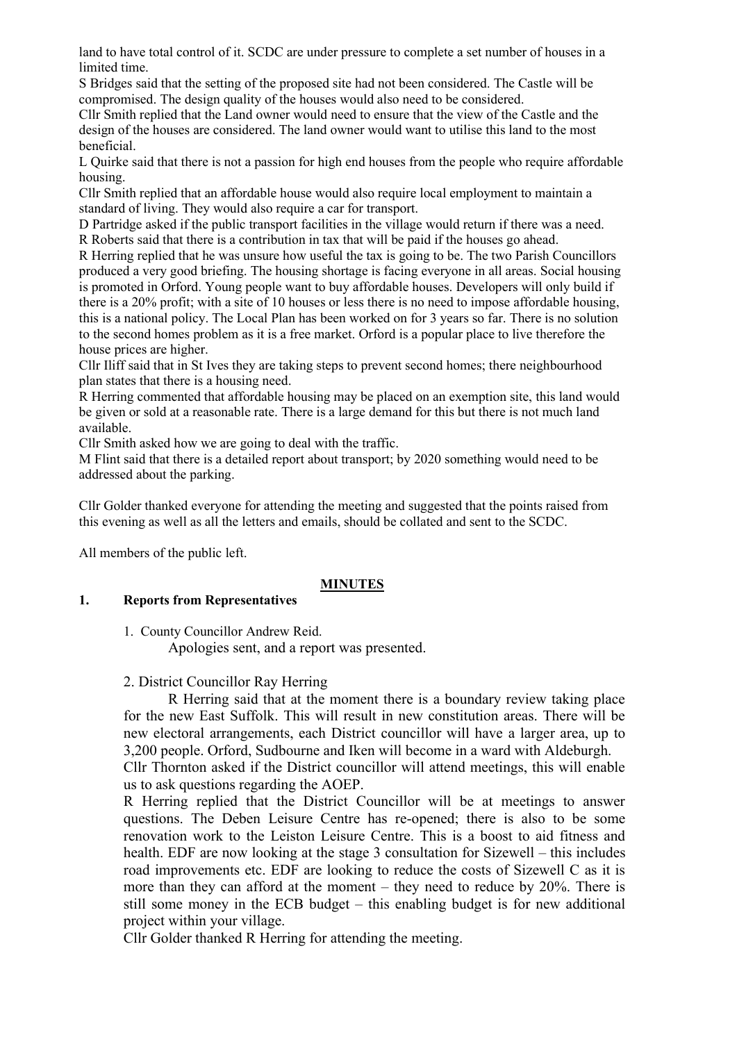land to have total control of it. SCDC are under pressure to complete a set number of houses in a limited time.

S Bridges said that the setting of the proposed site had not been considered. The Castle will be compromised. The design quality of the houses would also need to be considered.

Cllr Smith replied that the Land owner would need to ensure that the view of the Castle and the design of the houses are considered. The land owner would want to utilise this land to the most beneficial.

L Quirke said that there is not a passion for high end houses from the people who require affordable housing.

Cllr Smith replied that an affordable house would also require local employment to maintain a standard of living. They would also require a car for transport.

D Partridge asked if the public transport facilities in the village would return if there was a need.

R Roberts said that there is a contribution in tax that will be paid if the houses go ahead.

R Herring replied that he was unsure how useful the tax is going to be. The two Parish Councillors produced a very good briefing. The housing shortage is facing everyone in all areas. Social housing is promoted in Orford. Young people want to buy affordable houses. Developers will only build if there is a 20% profit; with a site of 10 houses or less there is no need to impose affordable housing, this is a national policy. The Local Plan has been worked on for 3 years so far. There is no solution to the second homes problem as it is a free market. Orford is a popular place to live therefore the house prices are higher.

Cllr Iliff said that in St Ives they are taking steps to prevent second homes; there neighbourhood plan states that there is a housing need.

R Herring commented that affordable housing may be placed on an exemption site, this land would be given or sold at a reasonable rate. There is a large demand for this but there is not much land available.

Cllr Smith asked how we are going to deal with the traffic.

M Flint said that there is a detailed report about transport; by 2020 something would need to be addressed about the parking.

Cllr Golder thanked everyone for attending the meeting and suggested that the points raised from this evening as well as all the letters and emails, should be collated and sent to the SCDC.

All members of the public left.

## MINUTES

**1. Reports from Representatives**

1. County Councillor Andrew Reid.

   Apologies sent, and a report was presented.

2. District Councillor Ray Herring

   R Herring said that at the moment there is a boundary review taking place for the new East Suffolk. This will result in new constitution areas. There will be new electoral arrangements, each District councillor will have a larger area, up to 3,200 people. Orford, Sudbourne and Iken will become in a ward with Aldeburgh.

   Cllr Thornton asked if the District councillor will attend meetings, this will enable us to ask questions regarding the AOEP.

   R Herring replied that the District Councillor will be at meetings to answer questions. The Deben Leisure Centre has re-opened; there is also to be some renovation work to the Leiston Leisure Centre. This is a boost to aid fitness and health. EDF are now looking at the stage 3 consultation for Sizewell – this includes road improvements etc. EDF are looking to reduce the costs of Sizewell C as it is more than they can afford at the moment – they need to reduce by 20%. There is still some money in the ECB budget – this enabling budget is for new additional project within your village.

   Cllr Golder thanked R Herring for attending the meeting.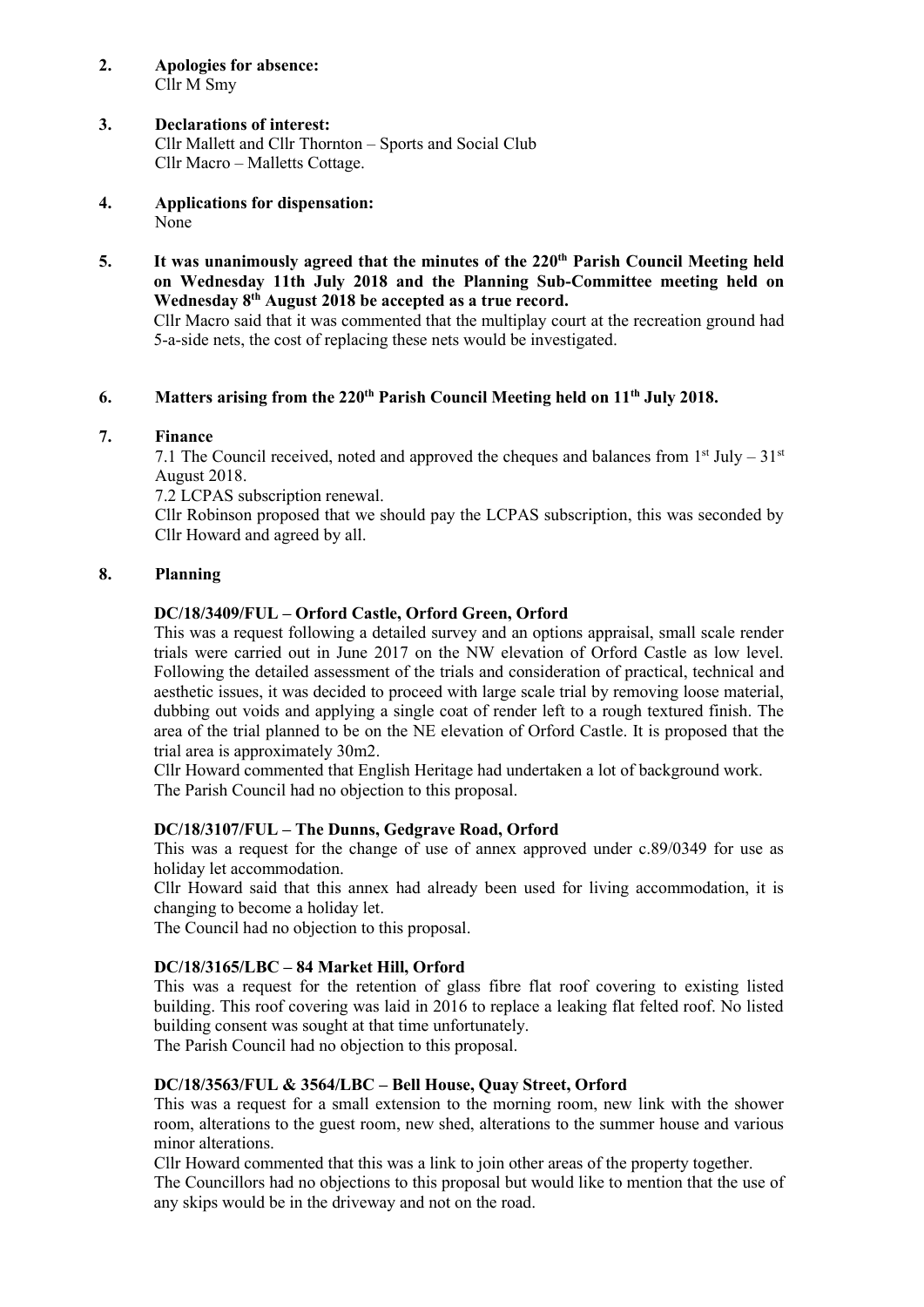2. **Apologies for absence:**
   Cllr M Smy

3. **Declarations of interest:**
   Cllr Mallett and Cllr Thornton – Sports and Social Club
   Cllr Macro – Malletts Cottage.

4. **Applications for dispensation:**
   None

5. **It was unanimously agreed that the minutes of the 220th Parish Council Meeting held on Wednesday 11th July 2018 and the Planning Sub-Committee meeting held on Wednesday 8th August 2018 be accepted as a true record.**
   Cllr Macro said that it was commented that the multiplay court at the recreation ground had 5-a-side nets, the cost of replacing these nets would be investigated.

6. **Matters arising from the 220th Parish Council Meeting held on 11th July 2018.**

7. **Finance**
   7.1 The Council received, noted and approved the cheques and balances from 1st July – 31st August 2018.
   7.2 LCPAS subscription renewal.
   Cllr Robinson proposed that we should pay the LCPAS subscription, this was seconded by Cllr Howard and agreed by all.

8. **Planning**

**DC/18/3409/FUL – Orford Castle, Orford Green, Orford**
This was a request following a detailed survey and an options appraisal, small scale render trials were carried out in June 2017 on the NW elevation of Orford Castle as low level. Following the detailed assessment of the trials and consideration of practical, technical and aesthetic issues, it was decided to proceed with large scale trial by removing loose material, dubbing out voids and applying a single coat of render left to a rough textured finish. The area of the trial planned to be on the NE elevation of Orford Castle. It is proposed that the trial area is approximately 30m2.
Cllr Howard commented that English Heritage had undertaken a lot of background work.
The Parish Council had no objection to this proposal.

**DC/18/3107/FUL – The Dunns, Gedgrave Road, Orford**
This was a request for the change of use of annex approved under c.89/0349 for use as holiday let accommodation.
Cllr Howard said that this annex had already been used for living accommodation, it is changing to become a holiday let.
The Council had no objection to this proposal.

**DC/18/3165/LBC – 84 Market Hill, Orford**
This was a request for the retention of glass fibre flat roof covering to existing listed building. This roof covering was laid in 2016 to replace a leaking flat felted roof. No listed building consent was sought at that time unfortunately.
The Parish Council had no objection to this proposal.

**DC/18/3563/FUL & 3564/LBC – Bell House, Quay Street, Orford**
This was a request for a small extension to the morning room, new link with the shower room, alterations to the guest room, new shed, alterations to the summer house and various minor alterations.
Cllr Howard commented that this was a link to join other areas of the property together.
The Councillors had no objections to this proposal but would like to mention that the use of any skips would be in the driveway and not on the road.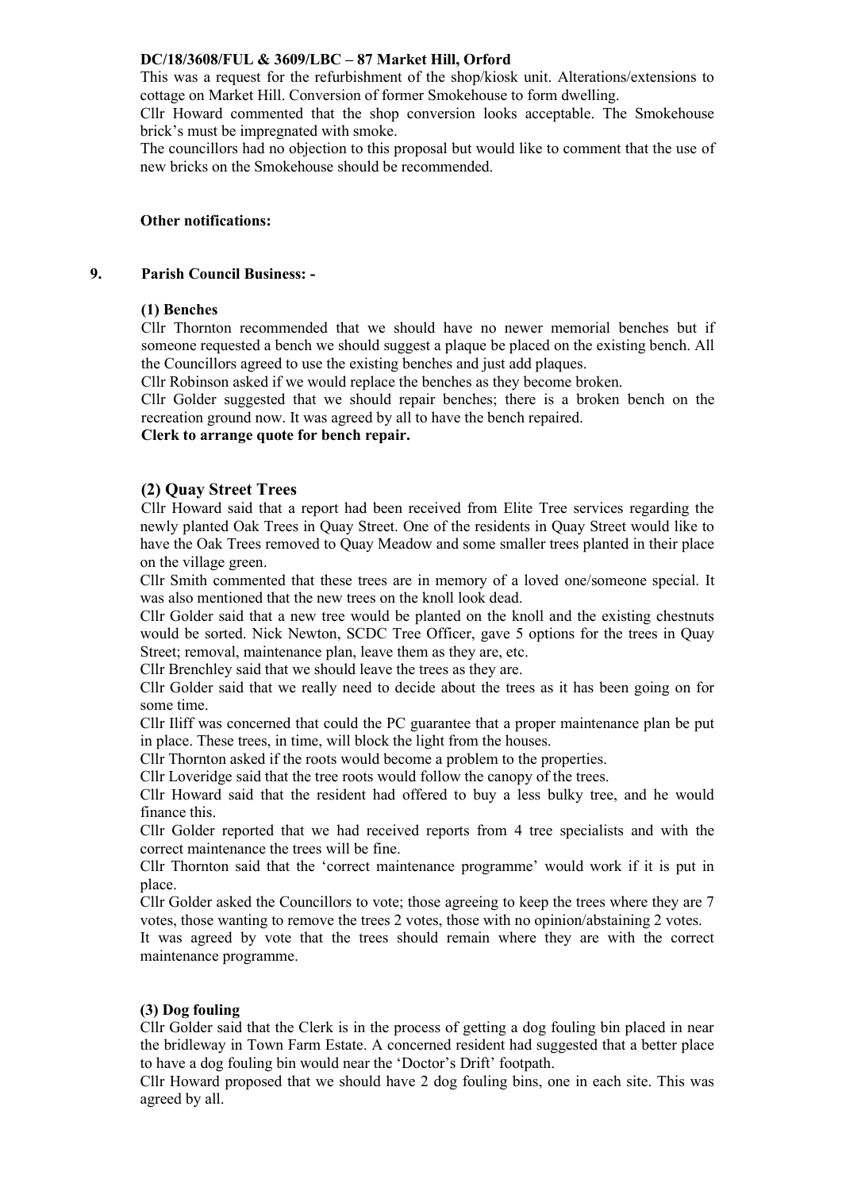**DC/18/3608/FUL & 3609/LBC – 87 Market Hill, Orford**

This was a request for the refurbishment of the shop/kiosk unit. Alterations/extensions to cottage on Market Hill. Conversion of former Smokehouse to form dwelling.

Cllr Howard commented that the shop conversion looks acceptable. The Smokehouse brick's must be impregnated with smoke.

The councillors had no objection to this proposal but would like to comment that the use of new bricks on the Smokehouse should be recommended.

**Other notifications:**

**9. Parish Council Business: -**

**(1) Benches**

Cllr Thornton recommended that we should have no newer memorial benches but if someone requested a bench we should suggest a plaque be placed on the existing bench. All the Councillors agreed to use the existing benches and just add plaques.

Cllr Robinson asked if we would replace the benches as they become broken.

Cllr Golder suggested that we should repair benches; there is a broken bench on the recreation ground now. It was agreed by all to have the bench repaired.

**Clerk to arrange quote for bench repair.**

**(2) Quay Street Trees**

Cllr Howard said that a report had been received from Elite Tree services regarding the newly planted Oak Trees in Quay Street. One of the residents in Quay Street would like to have the Oak Trees removed to Quay Meadow and some smaller trees planted in their place on the village green.

Cllr Smith commented that these trees are in memory of a loved one/someone special. It was also mentioned that the new trees on the knoll look dead.

Cllr Golder said that a new tree would be planted on the knoll and the existing chestnuts would be sorted. Nick Newton, SCDC Tree Officer, gave 5 options for the trees in Quay Street; removal, maintenance plan, leave them as they are, etc.

Cllr Brenchley said that we should leave the trees as they are.

Cllr Golder said that we really need to decide about the trees as it has been going on for some time.

Cllr Iliff was concerned that could the PC guarantee that a proper maintenance plan be put in place. These trees, in time, will block the light from the houses.

Cllr Thornton asked if the roots would become a problem to the properties.

Cllr Loveridge said that the tree roots would follow the canopy of the trees.

Cllr Howard said that the resident had offered to buy a less bulky tree, and he would finance this.

Cllr Golder reported that we had received reports from 4 tree specialists and with the correct maintenance the trees will be fine.

Cllr Thornton said that the 'correct maintenance programme' would work if it is put in place.

Cllr Golder asked the Councillors to vote; those agreeing to keep the trees where they are 7 votes, those wanting to remove the trees 2 votes, those with no opinion/abstaining 2 votes.

It was agreed by vote that the trees should remain where they are with the correct maintenance programme.

**(3) Dog fouling**

Cllr Golder said that the Clerk is in the process of getting a dog fouling bin placed in near the bridleway in Town Farm Estate. A concerned resident had suggested that a better place to have a dog fouling bin would near the 'Doctor's Drift' footpath.

Cllr Howard proposed that we should have 2 dog fouling bins, one in each site. This was agreed by all.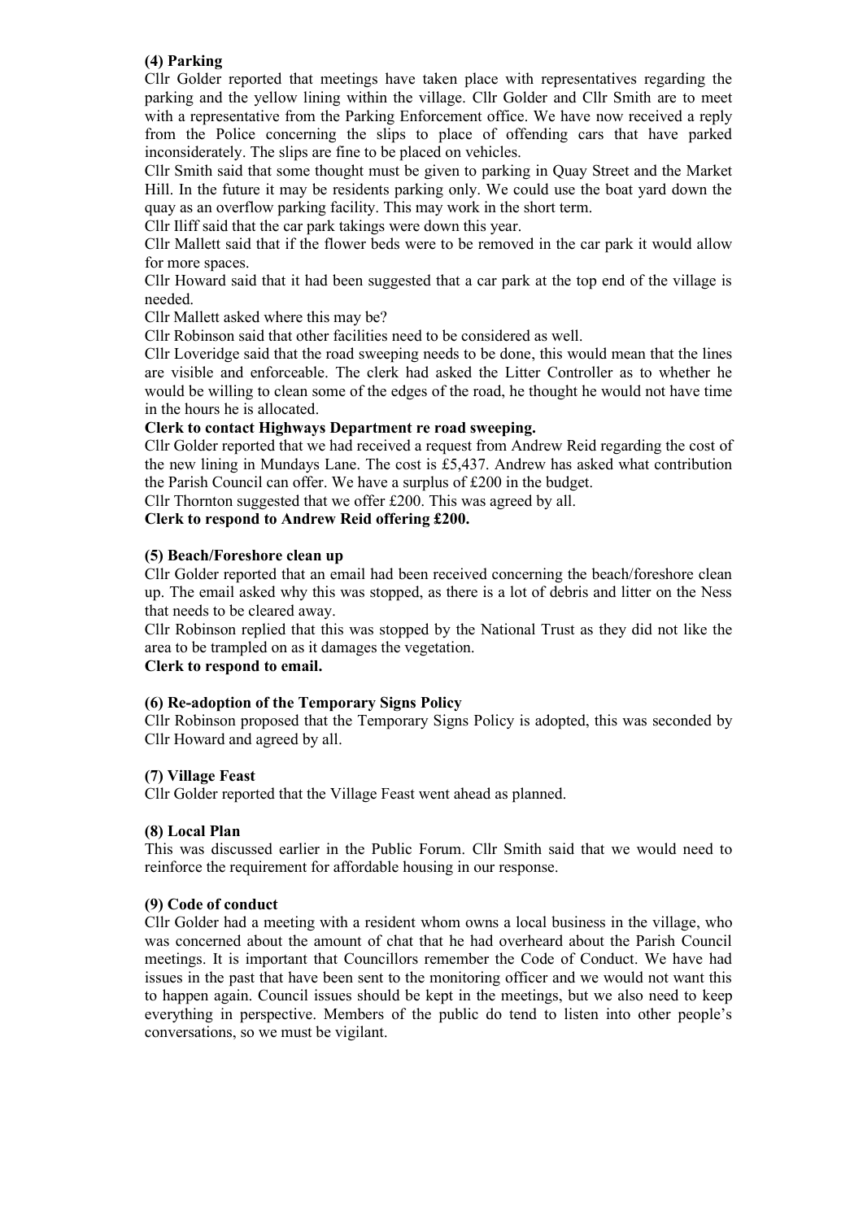**(4) Parking**

Cllr Golder reported that meetings have taken place with representatives regarding the parking and the yellow lining within the village. Cllr Golder and Cllr Smith are to meet with a representative from the Parking Enforcement office. We have now received a reply from the Police concerning the slips to place of offending cars that have parked inconsiderately. The slips are fine to be placed on vehicles.

Cllr Smith said that some thought must be given to parking in Quay Street and the Market Hill. In the future it may be residents parking only. We could use the boat yard down the quay as an overflow parking facility. This may work in the short term.

Cllr Iliff said that the car park takings were down this year.

Cllr Mallett said that if the flower beds were to be removed in the car park it would allow for more spaces.

Cllr Howard said that it had been suggested that a car park at the top end of the village is needed.

Cllr Mallett asked where this may be?

Cllr Robinson said that other facilities need to be considered as well.

Cllr Loveridge said that the road sweeping needs to be done, this would mean that the lines are visible and enforceable. The clerk had asked the Litter Controller as to whether he would be willing to clean some of the edges of the road, he thought he would not have time in the hours he is allocated.

**Clerk to contact Highways Department re road sweeping.**

Cllr Golder reported that we had received a request from Andrew Reid regarding the cost of the new lining in Mundays Lane. The cost is £5,437. Andrew has asked what contribution the Parish Council can offer. We have a surplus of £200 in the budget.

Cllr Thornton suggested that we offer £200. This was agreed by all.

**Clerk to respond to Andrew Reid offering £200.**

**(5) Beach/Foreshore clean up**

Cllr Golder reported that an email had been received concerning the beach/foreshore clean up. The email asked why this was stopped, as there is a lot of debris and litter on the Ness that needs to be cleared away.

Cllr Robinson replied that this was stopped by the National Trust as they did not like the area to be trampled on as it damages the vegetation.

**Clerk to respond to email.**

**(6) Re-adoption of the Temporary Signs Policy**

Cllr Robinson proposed that the Temporary Signs Policy is adopted, this was seconded by Cllr Howard and agreed by all.

**(7) Village Feast**

Cllr Golder reported that the Village Feast went ahead as planned.

**(8) Local Plan**

This was discussed earlier in the Public Forum. Cllr Smith said that we would need to reinforce the requirement for affordable housing in our response.

**(9) Code of conduct**

Cllr Golder had a meeting with a resident whom owns a local business in the village, who was concerned about the amount of chat that he had overheard about the Parish Council meetings. It is important that Councillors remember the Code of Conduct. We have had issues in the past that have been sent to the monitoring officer and we would not want this to happen again. Council issues should be kept in the meetings, but we also need to keep everything in perspective. Members of the public do tend to listen into other people's conversations, so we must be vigilant.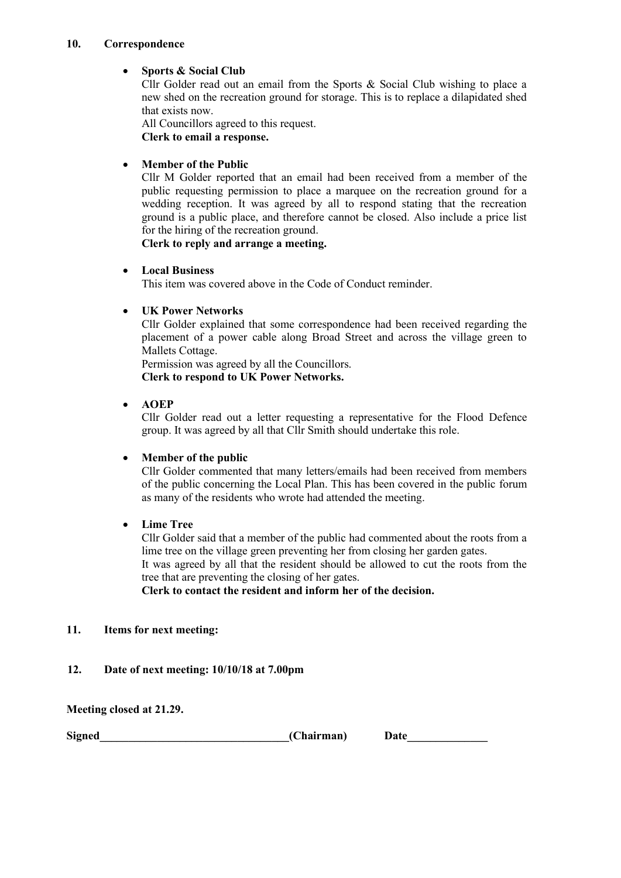## 10. Correspondence

- **Sports & Social Club**
  Cllr Golder read out an email from the Sports & Social Club wishing to place a new shed on the recreation ground for storage. This is to replace a dilapidated shed that exists now.
  All Councillors agreed to this request.
  **Clerk to email a response.**

- **Member of the Public**
  Cllr M Golder reported that an email had been received from a member of the public requesting permission to place a marquee on the recreation ground for a wedding reception. It was agreed by all to respond stating that the recreation ground is a public place, and therefore cannot be closed. Also include a price list for the hiring of the recreation ground.
  **Clerk to reply and arrange a meeting.**

- **Local Business**
  This item was covered above in the Code of Conduct reminder.

- **UK Power Networks**
  Cllr Golder explained that some correspondence had been received regarding the placement of a power cable along Broad Street and across the village green to Mallets Cottage.
  Permission was agreed by all the Councillors.
  **Clerk to respond to UK Power Networks.**

- **AOEP**
  Cllr Golder read out a letter requesting a representative for the Flood Defence group. It was agreed by all that Cllr Smith should undertake this role.

- **Member of the public**
  Cllr Golder commented that many letters/emails had been received from members of the public concerning the Local Plan. This has been covered in the public forum as many of the residents who wrote had attended the meeting.

- **Lime Tree**
  Cllr Golder said that a member of the public had commented about the roots from a lime tree on the village green preventing her from closing her garden gates.
  It was agreed by all that the resident should be allowed to cut the roots from the tree that are preventing the closing of her gates.
  **Clerk to contact the resident and inform her of the decision.**

## 11. Items for next meeting:

## 12. Date of next meeting: 10/10/18 at 7.00pm

**Meeting closed at 21.29.**

**Signed**\_\_\_\_\_\_\_\_\_\_\_\_\_\_\_\_\_\_\_\_\_\_\_\_\_\_\_\_\_\_\_\_\_**(Chairman)** **Date**\_\_\_\_\_\_\_\_\_\_\_\_\_\_